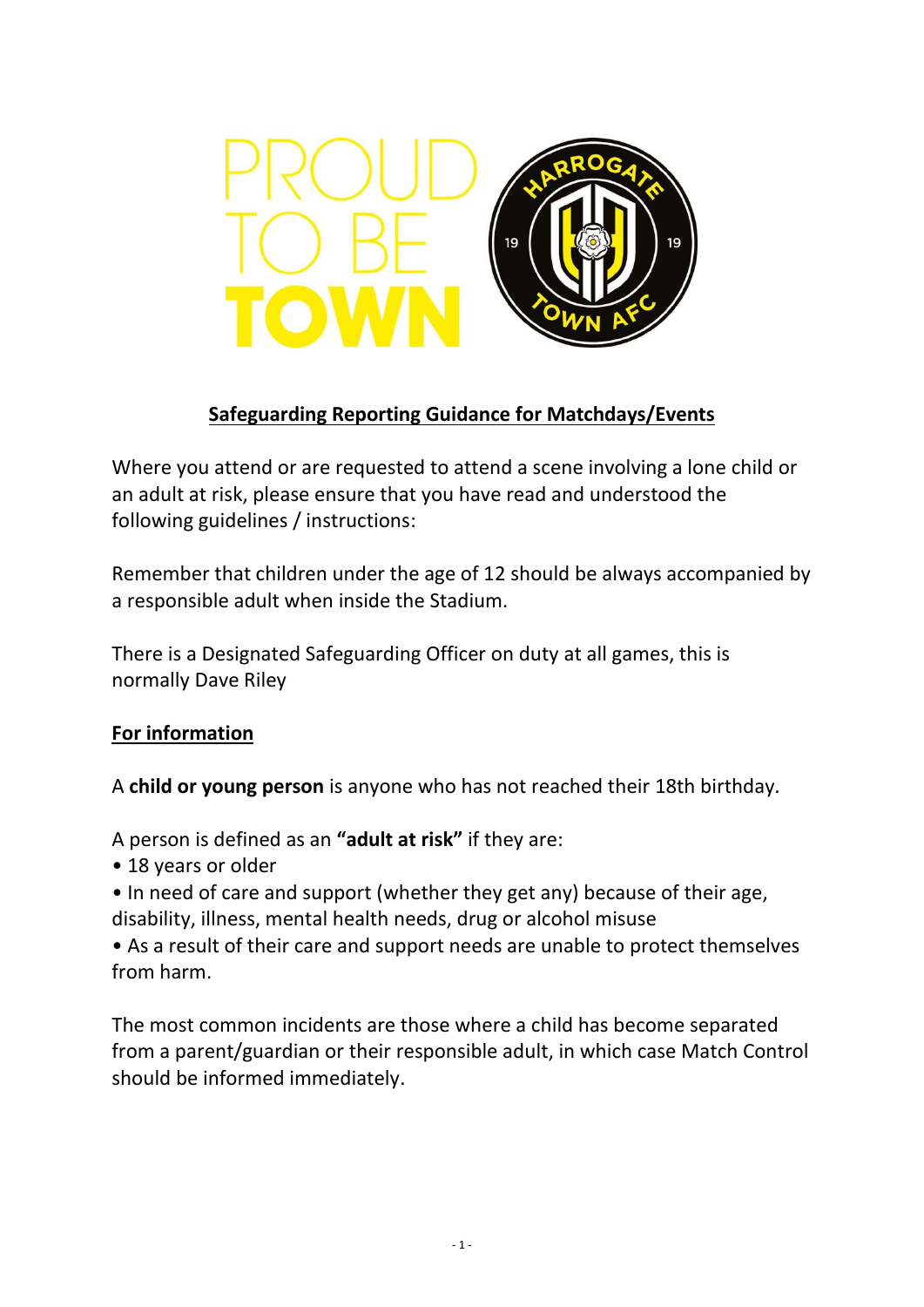PROUD TO BE TOWN

## Safeguarding Reporting Guidance for Matchdays/Events

Where you attend or are requested to attend a scene involving a lone child or an adult at risk, please ensure that you have read and understood the following guidelines / instructions:

Remember that children under the age of 12 should be always accompanied by a responsible adult when inside the Stadium.

There is a Designated Safeguarding Officer on duty at all games, this is normally Dave Riley

### For information

A **child or young person** is anyone who has not reached their 18th birthday.

A person is defined as an **"adult at risk"** if they are:

- 18 years or older
- In need of care and support (whether they get any) because of their age, disability, illness, mental health needs, drug or alcohol misuse
- As a result of their care and support needs are unable to protect themselves from harm.

The most common incidents are those where a child has become separated from a parent/guardian or their responsible adult, in which case Match Control should be informed immediately.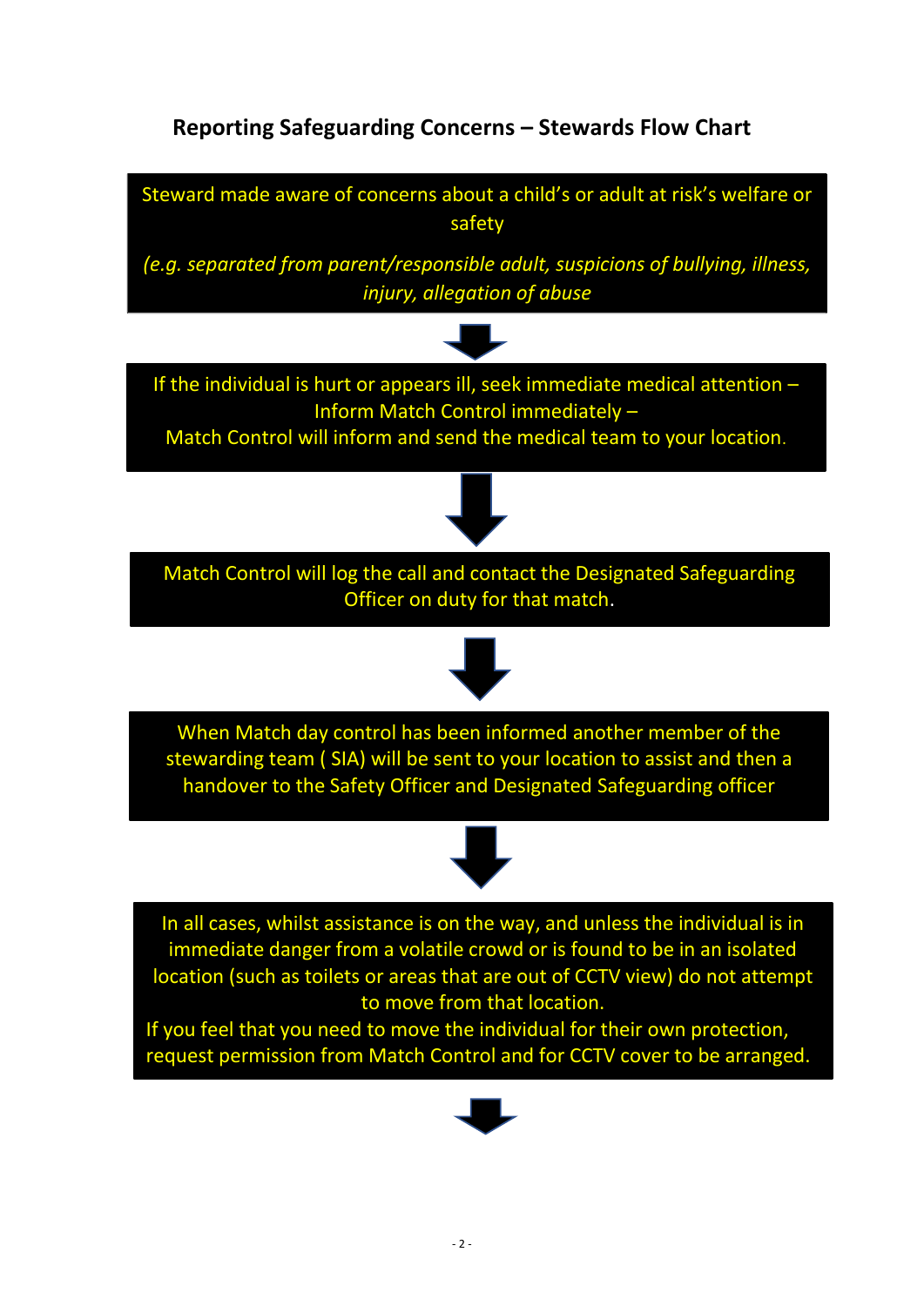## Reporting Safeguarding Concerns – Stewards Flow Chart

Steward made aware of concerns about a child's or adult at risk's welfare or safety

*(e.g. separated from parent/responsible adult, suspicions of bullying, illness, injury, allegation of abuse*

↓

If the individual is hurt or appears ill, seek immediate medical attention –
Inform Match Control immediately –
Match Control will inform and send the medical team to your location.

↓

Match Control will log the call and contact the Designated Safeguarding Officer on duty for that match.

↓

When Match day control has been informed another member of the stewarding team ( SIA) will be sent to your location to assist and then a handover to the Safety Officer and Designated Safeguarding officer

↓

In all cases, whilst assistance is on the way, and unless the individual is in immediate danger from a volatile crowd or is found to be in an isolated location (such as toilets or areas that are out of CCTV view) do not attempt to move from that location.
If you feel that you need to move the individual for their own protection, request permission from Match Control and for CCTV cover to be arranged.

↓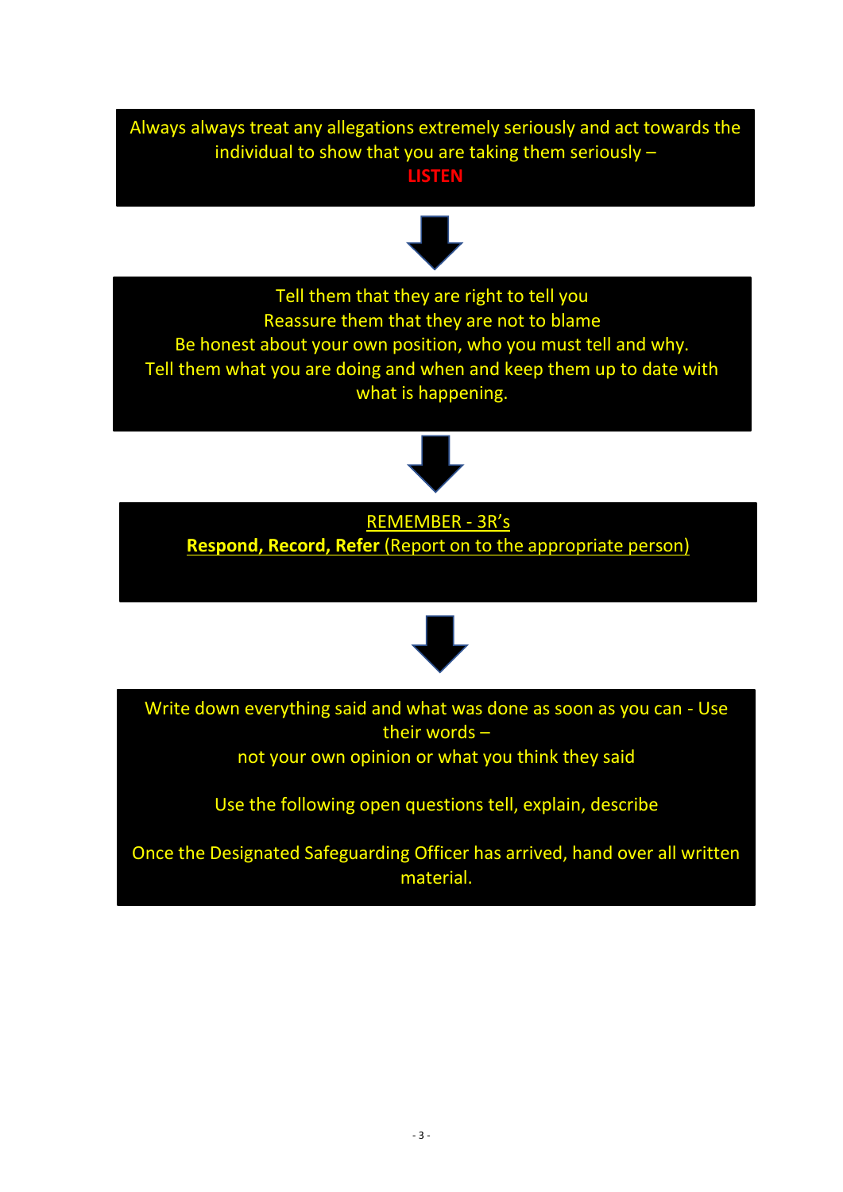Always always treat any allegations extremely seriously and act towards the individual to show that you are taking them seriously –
**LISTEN**

↓

Tell them that they are right to tell you
Reassure them that they are not to blame
Be honest about your own position, who you must tell and why.
Tell them what you are doing and when and keep them up to date with what is happening.

↓

REMEMBER - 3R's
**Respond, Record, Refer** (Report on to the appropriate person)

↓

Write down everything said and what was done as soon as you can - Use their words –
not your own opinion or what you think they said

Use the following open questions tell, explain, describe

Once the Designated Safeguarding Officer has arrived, hand over all written material.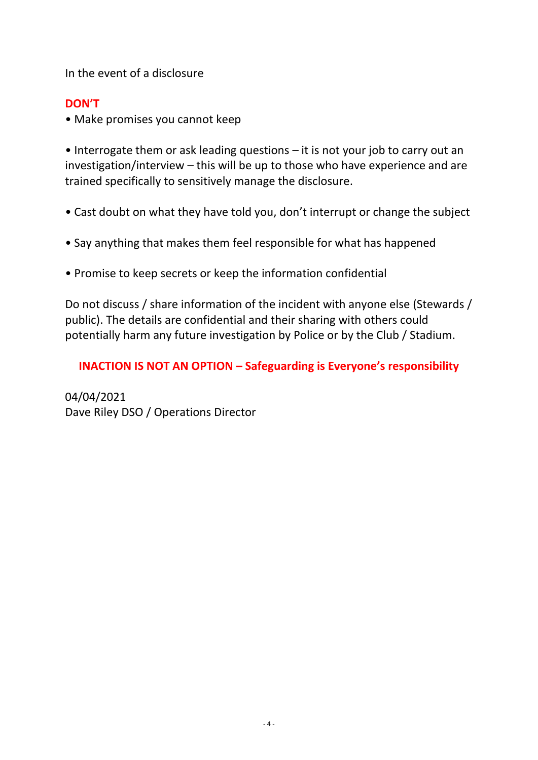In the event of a disclosure

**DON'T**

- Make promises you cannot keep

- Interrogate them or ask leading questions – it is not your job to carry out an investigation/interview – this will be up to those who have experience and are trained specifically to sensitively manage the disclosure.

- Cast doubt on what they have told you, don't interrupt or change the subject

- Say anything that makes them feel responsible for what has happened

- Promise to keep secrets or keep the information confidential

Do not discuss / share information of the incident with anyone else (Stewards / public). The details are confidential and their sharing with others could potentially harm any future investigation by Police or by the Club / Stadium.

**INACTION IS NOT AN OPTION – Safeguarding is Everyone's responsibility**

04/04/2021
Dave Riley DSO / Operations Director